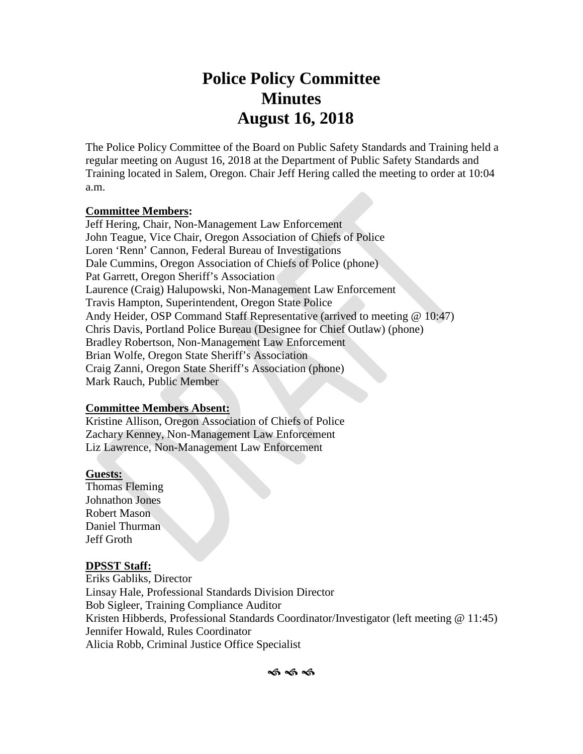# Police Policy Committee
# Minutes
# August 16, 2018

The Police Policy Committee of the Board on Public Safety Standards and Training held a regular meeting on August 16, 2018 at the Department of Public Safety Standards and Training located in Salem, Oregon. Chair Jeff Hering called the meeting to order at 10:04 a.m.

**Committee Members:**

Jeff Hering, Chair, Non-Management Law Enforcement
John Teague, Vice Chair, Oregon Association of Chiefs of Police
Loren 'Renn' Cannon, Federal Bureau of Investigations
Dale Cummins, Oregon Association of Chiefs of Police (phone)
Pat Garrett, Oregon Sheriff's Association
Laurence (Craig) Halupowski, Non-Management Law Enforcement
Travis Hampton, Superintendent, Oregon State Police
Andy Heider, OSP Command Staff Representative (arrived to meeting @ 10:47)
Chris Davis, Portland Police Bureau (Designee for Chief Outlaw) (phone)
Bradley Robertson, Non-Management Law Enforcement
Brian Wolfe, Oregon State Sheriff's Association
Craig Zanni, Oregon State Sheriff's Association (phone)
Mark Rauch, Public Member

**Committee Members Absent:**

Kristine Allison, Oregon Association of Chiefs of Police
Zachary Kenney, Non-Management Law Enforcement
Liz Lawrence, Non-Management Law Enforcement

**Guests:**

Thomas Fleming
Johnathon Jones
Robert Mason
Daniel Thurman
Jeff Groth

**DPSST Staff:**

Eriks Gabliks, Director
Linsay Hale, Professional Standards Division Director
Bob Sigleer, Training Compliance Auditor
Kristen Hibberds, Professional Standards Coordinator/Investigator (left meeting @ 11:45)
Jennifer Howald, Rules Coordinator
Alicia Robb, Criminal Justice Office Specialist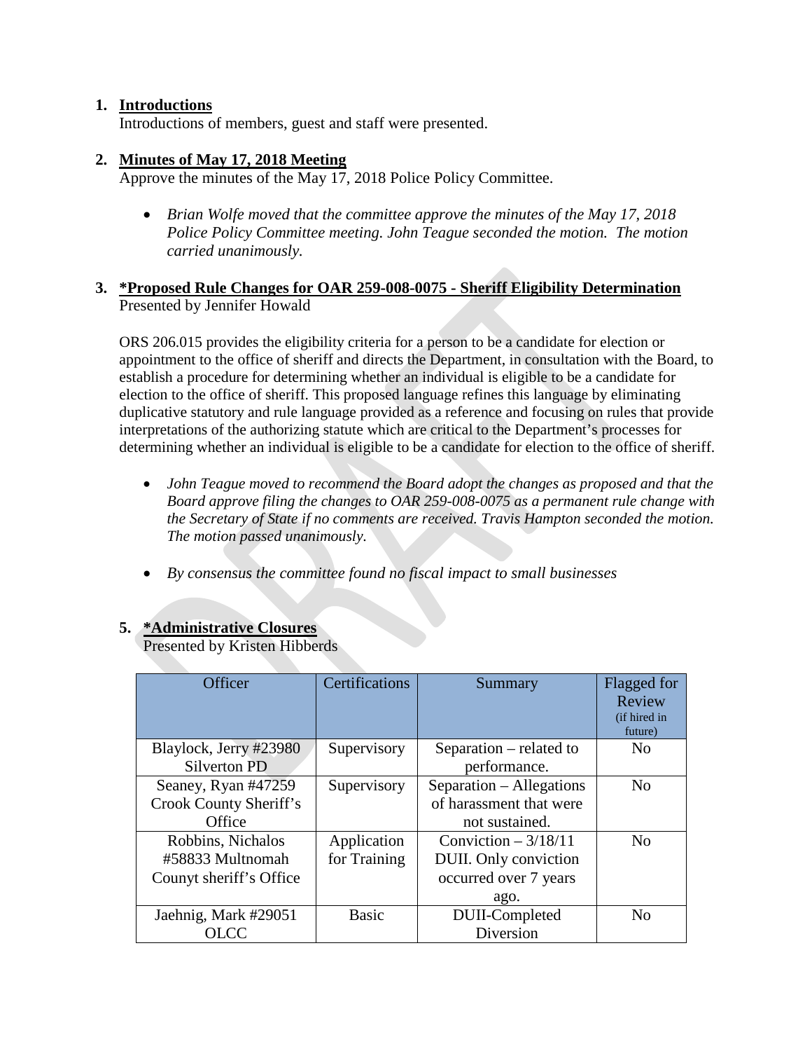1. **Introductions**

   Introductions of members, guest and staff were presented.

2. **Minutes of May 17, 2018 Meeting**

   Approve the minutes of the May 17, 2018 Police Policy Committee.

   - *Brian Wolfe moved that the committee approve the minutes of the May 17, 2018 Police Policy Committee meeting. John Teague seconded the motion. The motion carried unanimously.*

3. **\*Proposed Rule Changes for OAR 259-008-0075 - Sheriff Eligibility Determination**

   Presented by Jennifer Howald

   ORS 206.015 provides the eligibility criteria for a person to be a candidate for election or appointment to the office of sheriff and directs the Department, in consultation with the Board, to establish a procedure for determining whether an individual is eligible to be a candidate for election to the office of sheriff. This proposed language refines this language by eliminating duplicative statutory and rule language provided as a reference and focusing on rules that provide interpretations of the authorizing statute which are critical to the Department's processes for determining whether an individual is eligible to be a candidate for election to the office of sheriff.

   - *John Teague moved to recommend the Board adopt the changes as proposed and that the Board approve filing the changes to OAR 259-008-0075 as a permanent rule change with the Secretary of State if no comments are received. Travis Hampton seconded the motion. The motion passed unanimously.*
   - *By consensus the committee found no fiscal impact to small businesses*

5. **\*Administrative Closures**

   Presented by Kristen Hibberds

| Officer | Certifications | Summary | Flagged for Review (if hired in future) |
|---|---|---|---|
| Blaylock, Jerry #23980 Silverton PD | Supervisory | Separation – related to performance. | No |
| Seaney, Ryan #47259 Crook County Sheriff's Office | Supervisory | Separation – Allegations of harassment that were not sustained. | No |
| Robbins, Nichalos #58833 Multnomah Counyt sheriff's Office | Application for Training | Conviction – 3/18/11 DUII. Only conviction occurred over 7 years ago. | No |
| Jaehnig, Mark #29051 OLCC | Basic | DUII-Completed Diversion | No |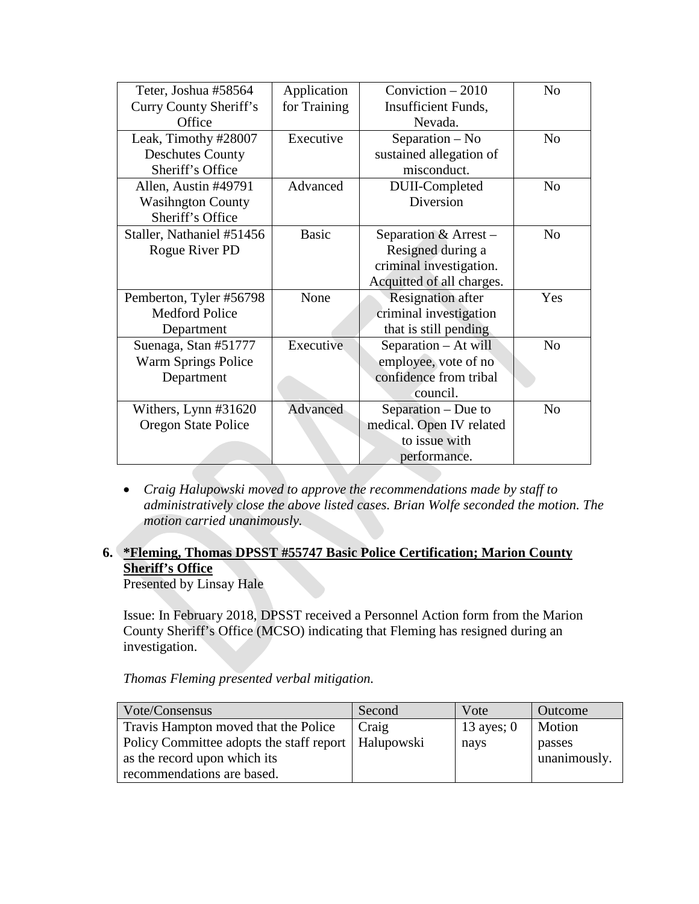| | | | |
|---|---|---|---|
| Teter, Joshua #58564 Curry County Sheriff's Office | Application for Training | Conviction – 2010 Insufficient Funds, Nevada. | No |
| Leak, Timothy #28007 Deschutes County Sheriff's Office | Executive | Separation – No sustained allegation of misconduct. | No |
| Allen, Austin #49791 Wasihngton County Sheriff's Office | Advanced | DUII-Completed Diversion | No |
| Staller, Nathaniel #51456 Rogue River PD | Basic | Separation & Arrest – Resigned during a criminal investigation. Acquitted of all charges. | No |
| Pemberton, Tyler #56798 Medford Police Department | None | Resignation after criminal investigation that is still pending | Yes |
| Suenaga, Stan #51777 Warm Springs Police Department | Executive | Separation – At will employee, vote of no confidence from tribal council. | No |
| Withers, Lynn #31620 Oregon State Police | Advanced | Separation – Due to medical. Open IV related to issue with performance. | No |

- *Craig Halupowski moved to approve the recommendations made by staff to administratively close the above listed cases. Brian Wolfe seconded the motion. The motion carried unanimously.*

**6. <u>*Fleming, Thomas DPSST #55747 Basic Police Certification; Marion County Sheriff's Office</u>**

Presented by Linsay Hale

Issue: In February 2018, DPSST received a Personnel Action form from the Marion County Sheriff's Office (MCSO) indicating that Fleming has resigned during an investigation.

*Thomas Fleming presented verbal mitigation.*

| Vote/Consensus | Second | Vote | Outcome |
|---|---|---|---|
| Travis Hampton moved that the Police Policy Committee adopts the staff report as the record upon which its recommendations are based. | Craig Halupowski | 13 ayes; 0 nays | Motion passes unanimously. |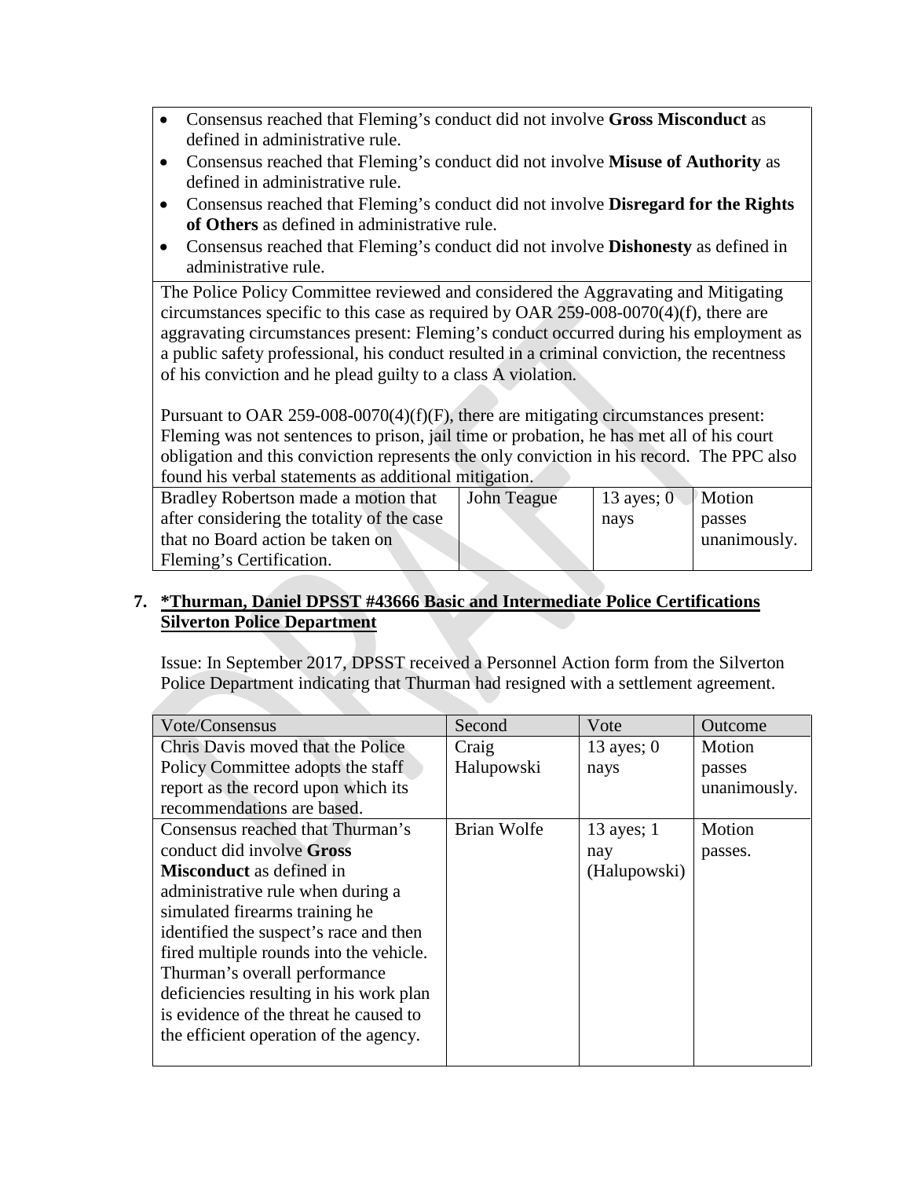| | | | |
|---|---|---|---|
| • Consensus reached that Fleming's conduct did not involve **Gross Misconduct** as defined in administrative rule.<br>• Consensus reached that Fleming's conduct did not involve **Misuse of Authority** as defined in administrative rule.<br>• Consensus reached that Fleming's conduct did not involve **Disregard for the Rights of Others** as defined in administrative rule.<br>• Consensus reached that Fleming's conduct did not involve **Dishonesty** as defined in administrative rule. | | | |
| The Police Policy Committee reviewed and considered the Aggravating and Mitigating circumstances specific to this case as required by OAR 259-008-0070(4)(f), there are aggravating circumstances present: Fleming's conduct occurred during his employment as a public safety professional, his conduct resulted in a criminal conviction, the recentness of his conviction and he plead guilty to a class A violation.<br><br>Pursuant to OAR 259-008-0070(4)(f)(F), there are mitigating circumstances present: Fleming was not sentences to prison, jail time or probation, he has met all of his court obligation and this conviction represents the only conviction in his record. The PPC also found his verbal statements as additional mitigation. | | | |
| Bradley Robertson made a motion that after considering the totality of the case that no Board action be taken on Fleming's Certification. | John Teague | 13 ayes; 0 nays | Motion passes unanimously. |

7. **<u>*Thurman, Daniel DPSST #43666 Basic and Intermediate Police Certifications Silverton Police Department</u>**

Issue: In September 2017, DPSST received a Personnel Action form from the Silverton Police Department indicating that Thurman had resigned with a settlement agreement.

| Vote/Consensus | Second | Vote | Outcome |
|---|---|---|---|
| Chris Davis moved that the Police Policy Committee adopts the staff report as the record upon which its recommendations are based. | Craig Halupowski | 13 ayes; 0 nays | Motion passes unanimously. |
| Consensus reached that Thurman's conduct did involve **Gross Misconduct** as defined in administrative rule when during a simulated firearms training he identified the suspect's race and then fired multiple rounds into the vehicle. Thurman's overall performance deficiencies resulting in his work plan is evidence of the threat he caused to the efficient operation of the agency. | Brian Wolfe | 13 ayes; 1 nay (Halupowski) | Motion passes. |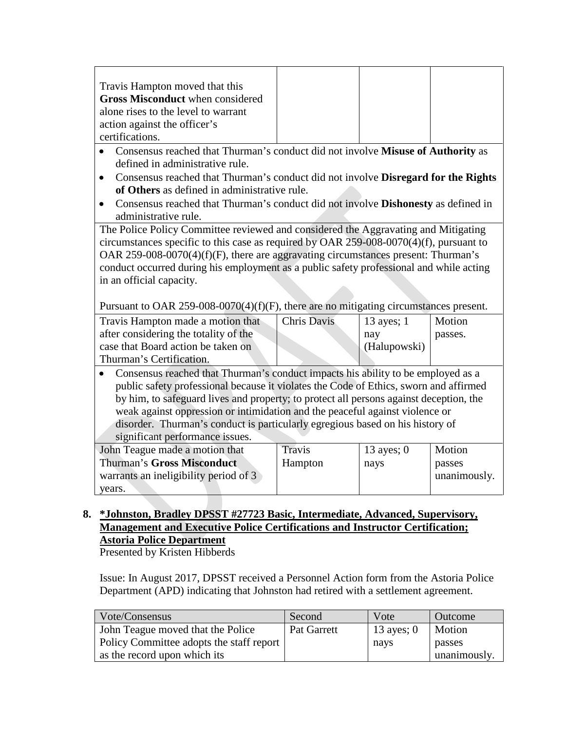| | | | |
|---|---|---|---|
| Travis Hampton moved that this **Gross Misconduct** when considered alone rises to the level to warrant action against the officer's certifications. | | | |

- Consensus reached that Thurman's conduct did not involve **Misuse of Authority** as defined in administrative rule.
- Consensus reached that Thurman's conduct did not involve **Disregard for the Rights of Others** as defined in administrative rule.
- Consensus reached that Thurman's conduct did not involve **Dishonesty** as defined in administrative rule.

The Police Policy Committee reviewed and considered the Aggravating and Mitigating circumstances specific to this case as required by OAR 259-008-0070(4)(f), pursuant to OAR 259-008-0070(4)(f)(F), there are aggravating circumstances present: Thurman's conduct occurred during his employment as a public safety professional and while acting in an official capacity.

Pursuant to OAR 259-008-0070(4)(f)(F), there are no mitigating circumstances present.

| | | | |
|---|---|---|---|
| Travis Hampton made a motion that after considering the totality of the case that Board action be taken on Thurman's Certification. | Chris Davis | 13 ayes; 1 nay (Halupowski) | Motion passes. |

- Consensus reached that Thurman's conduct impacts his ability to be employed as a public safety professional because it violates the Code of Ethics, sworn and affirmed by him, to safeguard lives and property; to protect all persons against deception, the weak against oppression or intimidation and the peaceful against violence or disorder. Thurman's conduct is particularly egregious based on his history of significant performance issues.

| | | | |
|---|---|---|---|
| John Teague made a motion that Thurman's **Gross Misconduct** warrants an ineligibility period of 3 years. | Travis Hampton | 13 ayes; 0 nays | Motion passes unanimously. |

**8. *Johnston, Bradley DPSST #27723 Basic, Intermediate, Advanced, Supervisory, Management and Executive Police Certifications and Instructor Certification; Astoria Police Department**

Presented by Kristen Hibberds

Issue: In August 2017, DPSST received a Personnel Action form from the Astoria Police Department (APD) indicating that Johnston had retired with a settlement agreement.

| Vote/Consensus | Second | Vote | Outcome |
|---|---|---|---|
| John Teague moved that the Police Policy Committee adopts the staff report as the record upon which its | Pat Garrett | 13 ayes; 0 nays | Motion passes unanimously. |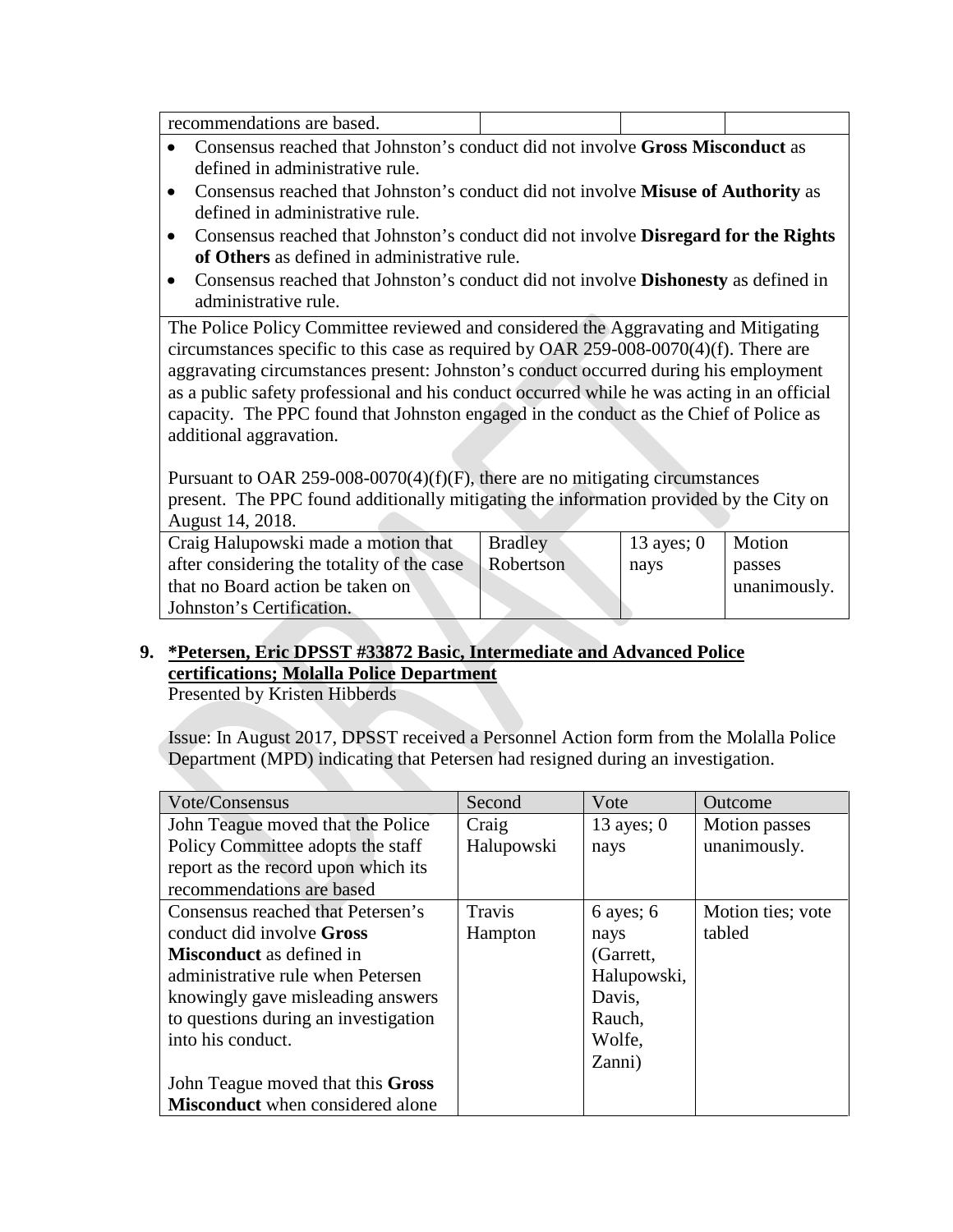| recommendations are based. | | | |
|---|---|---|---|

- Consensus reached that Johnston's conduct did not involve **Gross Misconduct** as defined in administrative rule.
- Consensus reached that Johnston's conduct did not involve **Misuse of Authority** as defined in administrative rule.
- Consensus reached that Johnston's conduct did not involve **Disregard for the Rights of Others** as defined in administrative rule.
- Consensus reached that Johnston's conduct did not involve **Dishonesty** as defined in administrative rule.

The Police Policy Committee reviewed and considered the Aggravating and Mitigating circumstances specific to this case as required by OAR 259-008-0070(4)(f). There are aggravating circumstances present: Johnston's conduct occurred during his employment as a public safety professional and his conduct occurred while he was acting in an official capacity. The PPC found that Johnston engaged in the conduct as the Chief of Police as additional aggravation.

Pursuant to OAR 259-008-0070(4)(f)(F), there are no mitigating circumstances present. The PPC found additionally mitigating the information provided by the City on August 14, 2018.

| Craig Halupowski made a motion that after considering the totality of the case that no Board action be taken on Johnston's Certification. | Bradley Robertson | 13 ayes; 0 nays | Motion passes unanimously. |
|---|---|---|---|

**9. *Petersen, Eric DPSST #33872 Basic, Intermediate and Advanced Police certifications; Molalla Police Department**

Presented by Kristen Hibberds

Issue: In August 2017, DPSST received a Personnel Action form from the Molalla Police Department (MPD) indicating that Petersen had resigned during an investigation.

| Vote/Consensus | Second | Vote | Outcome |
|---|---|---|---|
| John Teague moved that the Police Policy Committee adopts the staff report as the record upon which its recommendations are based | Craig Halupowski | 13 ayes; 0 nays | Motion passes unanimously. |
| Consensus reached that Petersen's conduct did involve **Gross Misconduct** as defined in administrative rule when Petersen knowingly gave misleading answers to questions during an investigation into his conduct.<br><br>John Teague moved that this **Gross Misconduct** when considered alone | Travis Hampton | 6 ayes; 6 nays (Garrett, Halupowski, Davis, Rauch, Wolfe, Zanni) | Motion ties; vote tabled |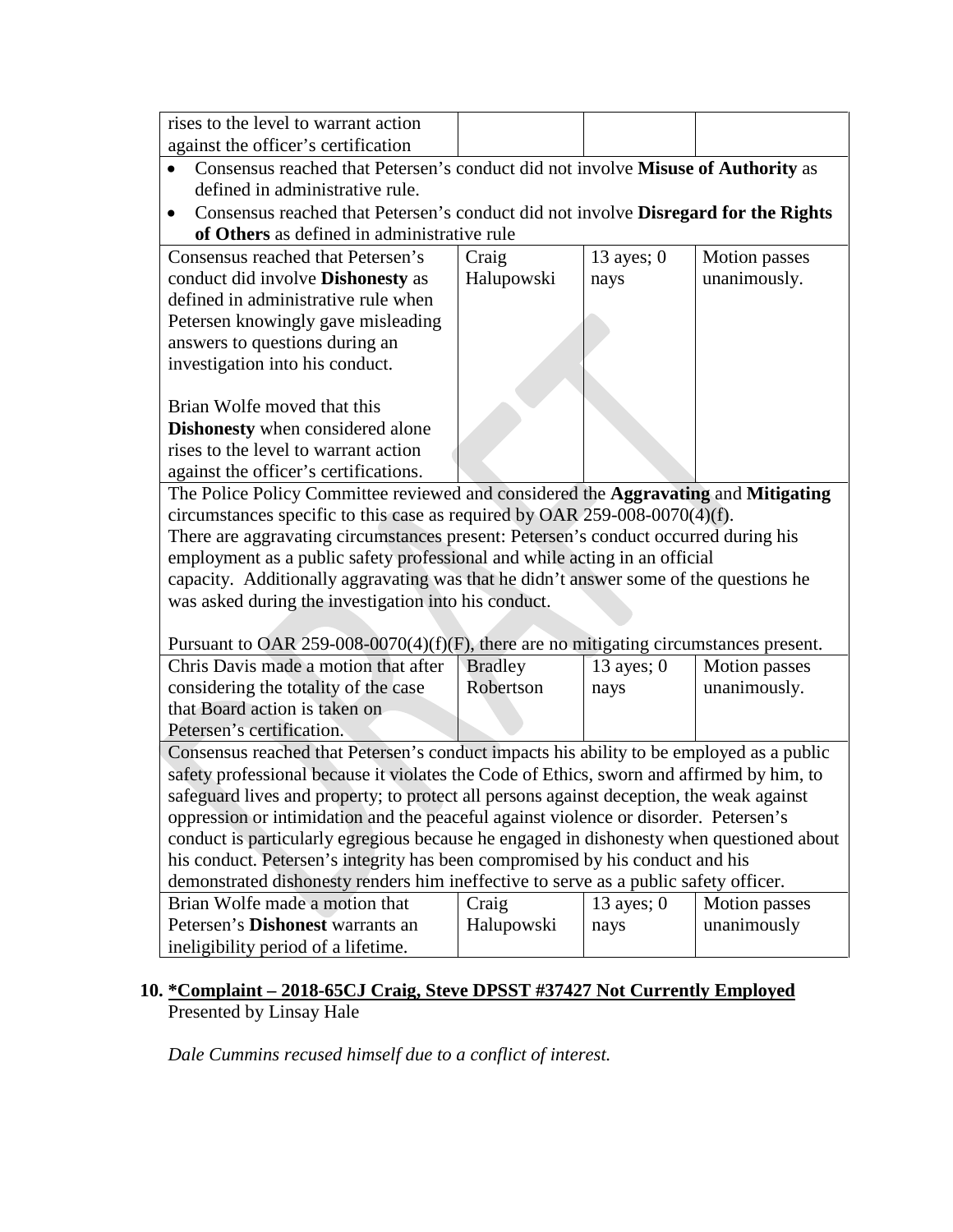| | | | |
|---|---|---|---|
| rises to the level to warrant action against the officer's certification | | | |

- Consensus reached that Petersen's conduct did not involve **Misuse of Authority** as defined in administrative rule.
- Consensus reached that Petersen's conduct did not involve **Disregard for the Rights of Others** as defined in administrative rule

| | | | |
|---|---|---|---|
| Consensus reached that Petersen's conduct did involve **Dishonesty** as defined in administrative rule when Petersen knowingly gave misleading answers to questions during an investigation into his conduct.<br><br>Brian Wolfe moved that this **Dishonesty** when considered alone rises to the level to warrant action against the officer's certifications. | Craig Halupowski | 13 ayes; 0 nays | Motion passes unanimously. |

The Police Policy Committee reviewed and considered the **Aggravating** and **Mitigating** circumstances specific to this case as required by OAR 259-008-0070(4)(f).
There are aggravating circumstances present: Petersen's conduct occurred during his employment as a public safety professional and while acting in an official capacity. Additionally aggravating was that he didn't answer some of the questions he was asked during the investigation into his conduct.

Pursuant to OAR 259-008-0070(4)(f)(F), there are no mitigating circumstances present.

| | | | |
|---|---|---|---|
| Chris Davis made a motion that after considering the totality of the case that Board action is taken on Petersen's certification. | Bradley Robertson | 13 ayes; 0 nays | Motion passes unanimously. |

Consensus reached that Petersen's conduct impacts his ability to be employed as a public safety professional because it violates the Code of Ethics, sworn and affirmed by him, to safeguard lives and property; to protect all persons against deception, the weak against oppression or intimidation and the peaceful against violence or disorder. Petersen's conduct is particularly egregious because he engaged in dishonesty when questioned about his conduct. Petersen's integrity has been compromised by his conduct and his demonstrated dishonesty renders him ineffective to serve as a public safety officer.

| | | | |
|---|---|---|---|
| Brian Wolfe made a motion that Petersen's **Dishonest** warrants an ineligibility period of a lifetime. | Craig Halupowski | 13 ayes; 0 nays | Motion passes unanimously |

**10. *Complaint – 2018-65CJ Craig, Steve DPSST #37427 Not Currently Employed**
Presented by Linsay Hale

*Dale Cummins recused himself due to a conflict of interest.*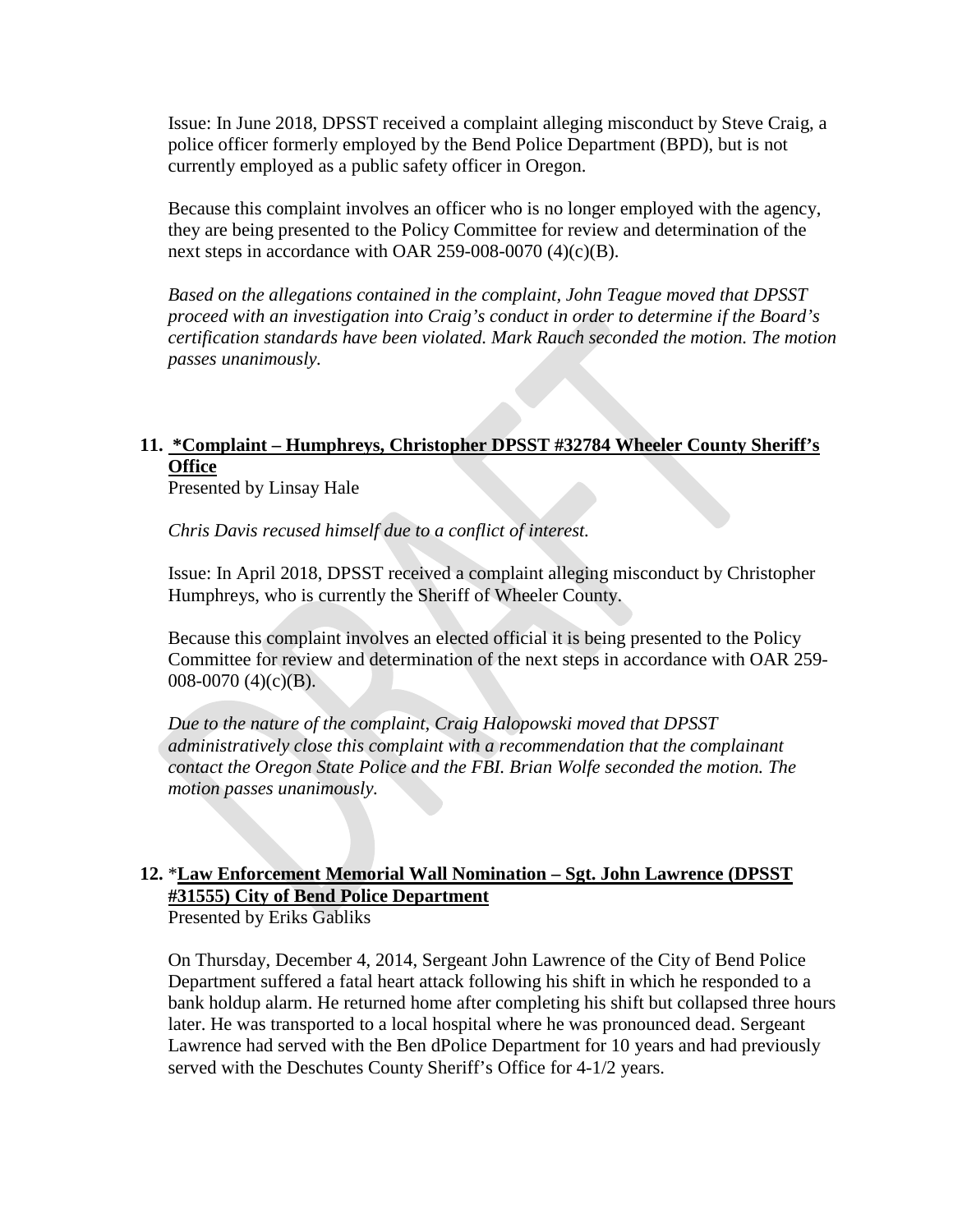Issue: In June 2018, DPSST received a complaint alleging misconduct by Steve Craig, a police officer formerly employed by the Bend Police Department (BPD), but is not currently employed as a public safety officer in Oregon.

Because this complaint involves an officer who is no longer employed with the agency, they are being presented to the Policy Committee for review and determination of the next steps in accordance with OAR 259-008-0070 (4)(c)(B).

*Based on the allegations contained in the complaint, John Teague moved that DPSST proceed with an investigation into Craig's conduct in order to determine if the Board's certification standards have been violated. Mark Rauch seconded the motion. The motion passes unanimously.*

## 11. **\*Complaint – Humphreys, Christopher DPSST #32784 Wheeler County Sheriff's Office**

Presented by Linsay Hale

*Chris Davis recused himself due to a conflict of interest.*

Issue: In April 2018, DPSST received a complaint alleging misconduct by Christopher Humphreys, who is currently the Sheriff of Wheeler County.

Because this complaint involves an elected official it is being presented to the Policy Committee for review and determination of the next steps in accordance with OAR 259-008-0070 (4)(c)(B).

*Due to the nature of the complaint, Craig Halopowski moved that DPSST administratively close this complaint with a recommendation that the complainant contact the Oregon State Police and the FBI. Brian Wolfe seconded the motion. The motion passes unanimously.*

## 12. *__Law Enforcement Memorial Wall Nomination – Sgt. John Lawrence (DPSST #31555) City of Bend Police Department__

Presented by Eriks Gabliks

On Thursday, December 4, 2014, Sergeant John Lawrence of the City of Bend Police Department suffered a fatal heart attack following his shift in which he responded to a bank holdup alarm. He returned home after completing his shift but collapsed three hours later. He was transported to a local hospital where he was pronounced dead. Sergeant Lawrence had served with the Ben dPolice Department for 10 years and had previously served with the Deschutes County Sheriff's Office for 4-1/2 years.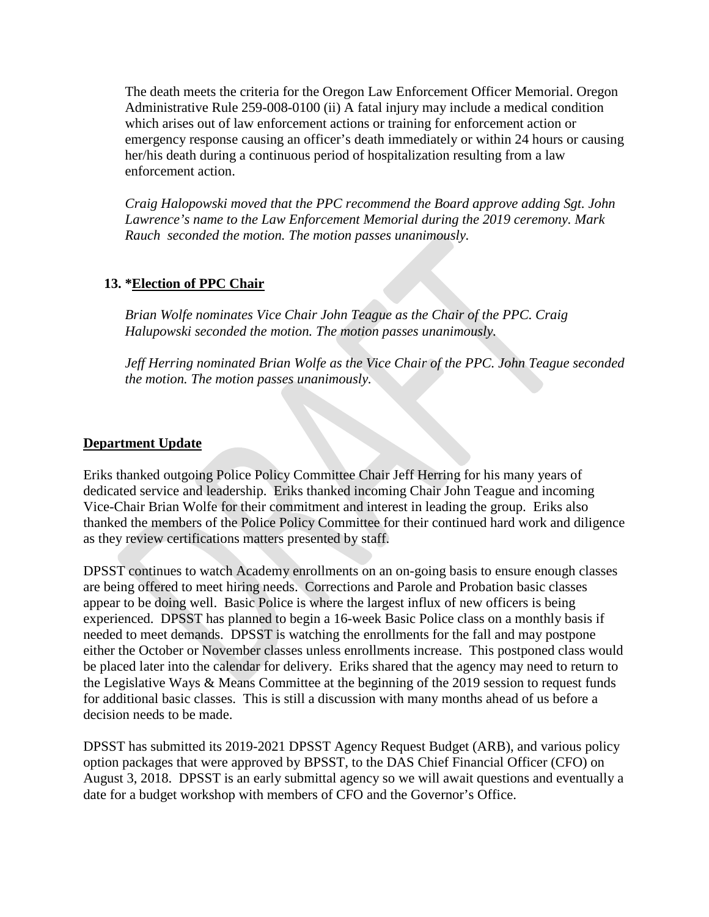The death meets the criteria for the Oregon Law Enforcement Officer Memorial. Oregon Administrative Rule 259-008-0100 (ii) A fatal injury may include a medical condition which arises out of law enforcement actions or training for enforcement action or emergency response causing an officer's death immediately or within 24 hours or causing her/his death during a continuous period of hospitalization resulting from a law enforcement action.

*Craig Halopowski moved that the PPC recommend the Board approve adding Sgt. John Lawrence's name to the Law Enforcement Memorial during the 2019 ceremony. Mark Rauch seconded the motion. The motion passes unanimously.*

### 13. *<u>Election of PPC Chair</u>

*Brian Wolfe nominates Vice Chair John Teague as the Chair of the PPC. Craig Halupowski seconded the motion. The motion passes unanimously.*

*Jeff Herring nominated Brian Wolfe as the Vice Chair of the PPC. John Teague seconded the motion. The motion passes unanimously.*

## <u>Department Update</u>

Eriks thanked outgoing Police Policy Committee Chair Jeff Herring for his many years of dedicated service and leadership. Eriks thanked incoming Chair John Teague and incoming Vice-Chair Brian Wolfe for their commitment and interest in leading the group. Eriks also thanked the members of the Police Policy Committee for their continued hard work and diligence as they review certifications matters presented by staff.

DPSST continues to watch Academy enrollments on an on-going basis to ensure enough classes are being offered to meet hiring needs. Corrections and Parole and Probation basic classes appear to be doing well. Basic Police is where the largest influx of new officers is being experienced. DPSST has planned to begin a 16-week Basic Police class on a monthly basis if needed to meet demands. DPSST is watching the enrollments for the fall and may postpone either the October or November classes unless enrollments increase. This postponed class would be placed later into the calendar for delivery. Eriks shared that the agency may need to return to the Legislative Ways & Means Committee at the beginning of the 2019 session to request funds for additional basic classes. This is still a discussion with many months ahead of us before a decision needs to be made.

DPSST has submitted its 2019-2021 DPSST Agency Request Budget (ARB), and various policy option packages that were approved by BPSST, to the DAS Chief Financial Officer (CFO) on August 3, 2018. DPSST is an early submittal agency so we will await questions and eventually a date for a budget workshop with members of CFO and the Governor's Office.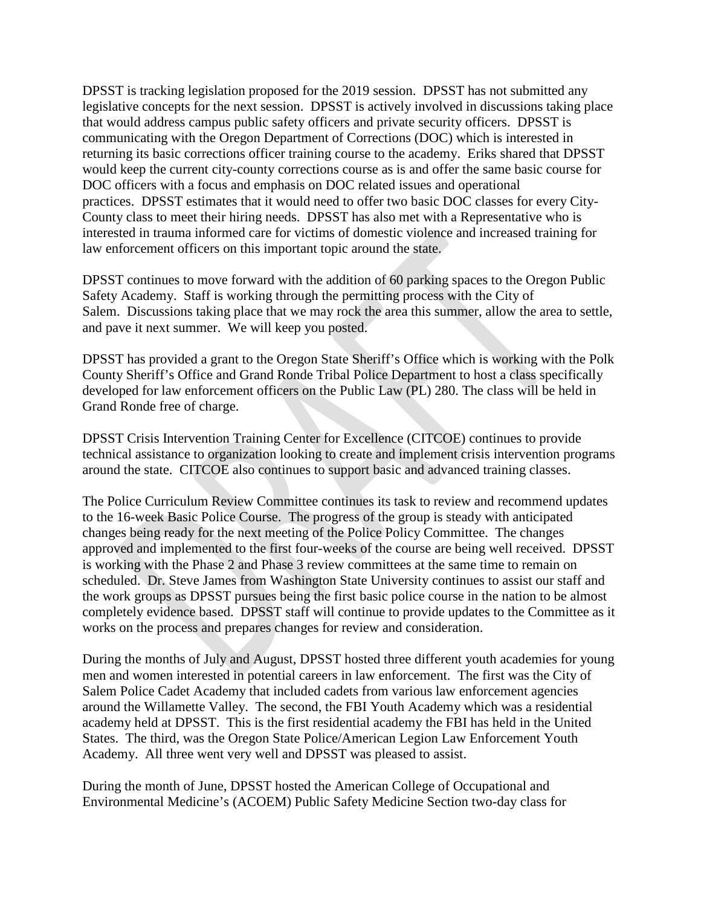DPSST is tracking legislation proposed for the 2019 session. DPSST has not submitted any legislative concepts for the next session. DPSST is actively involved in discussions taking place that would address campus public safety officers and private security officers. DPSST is communicating with the Oregon Department of Corrections (DOC) which is interested in returning its basic corrections officer training course to the academy. Eriks shared that DPSST would keep the current city-county corrections course as is and offer the same basic course for DOC officers with a focus and emphasis on DOC related issues and operational practices. DPSST estimates that it would need to offer two basic DOC classes for every City-County class to meet their hiring needs. DPSST has also met with a Representative who is interested in trauma informed care for victims of domestic violence and increased training for law enforcement officers on this important topic around the state.

DPSST continues to move forward with the addition of 60 parking spaces to the Oregon Public Safety Academy. Staff is working through the permitting process with the City of Salem. Discussions taking place that we may rock the area this summer, allow the area to settle, and pave it next summer. We will keep you posted.

DPSST has provided a grant to the Oregon State Sheriff's Office which is working with the Polk County Sheriff's Office and Grand Ronde Tribal Police Department to host a class specifically developed for law enforcement officers on the Public Law (PL) 280. The class will be held in Grand Ronde free of charge.

DPSST Crisis Intervention Training Center for Excellence (CITCOE) continues to provide technical assistance to organization looking to create and implement crisis intervention programs around the state. CITCOE also continues to support basic and advanced training classes.

The Police Curriculum Review Committee continues its task to review and recommend updates to the 16-week Basic Police Course. The progress of the group is steady with anticipated changes being ready for the next meeting of the Police Policy Committee. The changes approved and implemented to the first four-weeks of the course are being well received. DPSST is working with the Phase 2 and Phase 3 review committees at the same time to remain on scheduled. Dr. Steve James from Washington State University continues to assist our staff and the work groups as DPSST pursues being the first basic police course in the nation to be almost completely evidence based. DPSST staff will continue to provide updates to the Committee as it works on the process and prepares changes for review and consideration.

During the months of July and August, DPSST hosted three different youth academies for young men and women interested in potential careers in law enforcement. The first was the City of Salem Police Cadet Academy that included cadets from various law enforcement agencies around the Willamette Valley. The second, the FBI Youth Academy which was a residential academy held at DPSST. This is the first residential academy the FBI has held in the United States. The third, was the Oregon State Police/American Legion Law Enforcement Youth Academy. All three went very well and DPSST was pleased to assist.

During the month of June, DPSST hosted the American College of Occupational and Environmental Medicine's (ACOEM) Public Safety Medicine Section two-day class for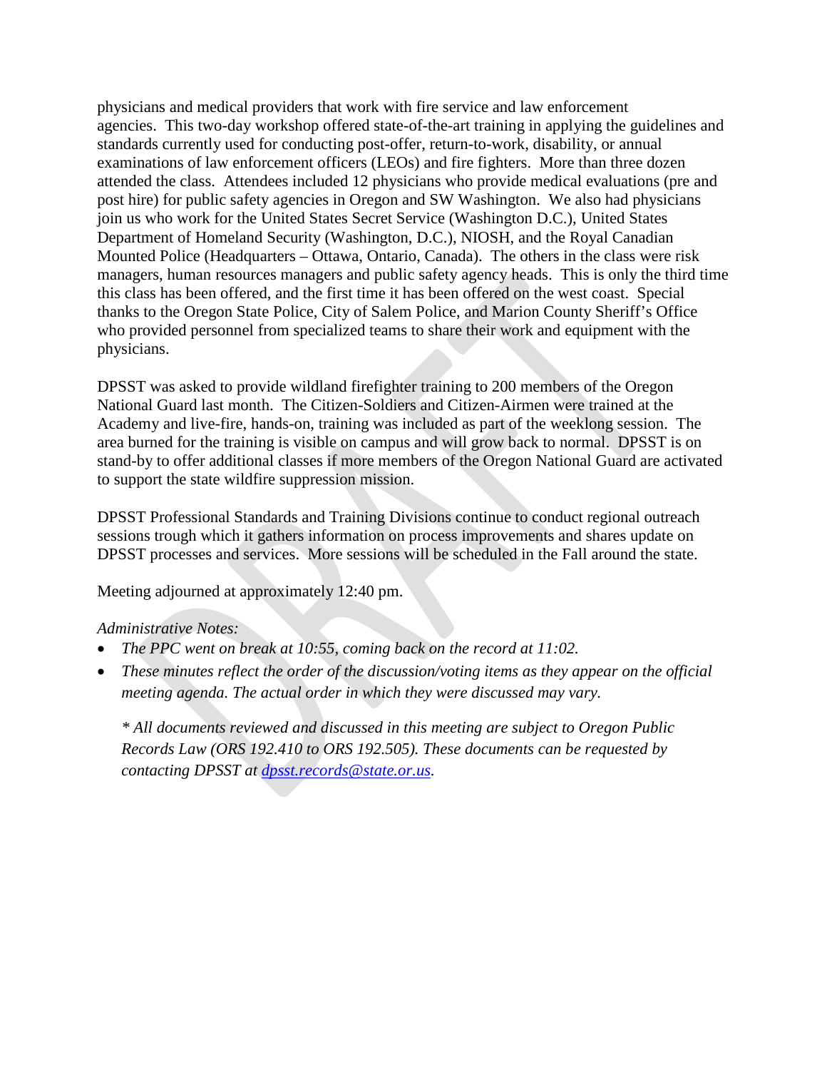physicians and medical providers that work with fire service and law enforcement agencies. This two-day workshop offered state-of-the-art training in applying the guidelines and standards currently used for conducting post-offer, return-to-work, disability, or annual examinations of law enforcement officers (LEOs) and fire fighters. More than three dozen attended the class. Attendees included 12 physicians who provide medical evaluations (pre and post hire) for public safety agencies in Oregon and SW Washington. We also had physicians join us who work for the United States Secret Service (Washington D.C.), United States Department of Homeland Security (Washington, D.C.), NIOSH, and the Royal Canadian Mounted Police (Headquarters – Ottawa, Ontario, Canada). The others in the class were risk managers, human resources managers and public safety agency heads. This is only the third time this class has been offered, and the first time it has been offered on the west coast. Special thanks to the Oregon State Police, City of Salem Police, and Marion County Sheriff's Office who provided personnel from specialized teams to share their work and equipment with the physicians.

DPSST was asked to provide wildland firefighter training to 200 members of the Oregon National Guard last month. The Citizen-Soldiers and Citizen-Airmen were trained at the Academy and live-fire, hands-on, training was included as part of the weeklong session. The area burned for the training is visible on campus and will grow back to normal. DPSST is on stand-by to offer additional classes if more members of the Oregon National Guard are activated to support the state wildfire suppression mission.

DPSST Professional Standards and Training Divisions continue to conduct regional outreach sessions trough which it gathers information on process improvements and shares update on DPSST processes and services. More sessions will be scheduled in the Fall around the state.

Meeting adjourned at approximately 12:40 pm.

*Administrative Notes:*

- *The PPC went on break at 10:55, coming back on the record at 11:02.*
- *These minutes reflect the order of the discussion/voting items as they appear on the official meeting agenda. The actual order in which they were discussed may vary.*

  *\* All documents reviewed and discussed in this meeting are subject to Oregon Public Records Law (ORS 192.410 to ORS 192.505). These documents can be requested by contacting DPSST at dpsst.records@state.or.us.*